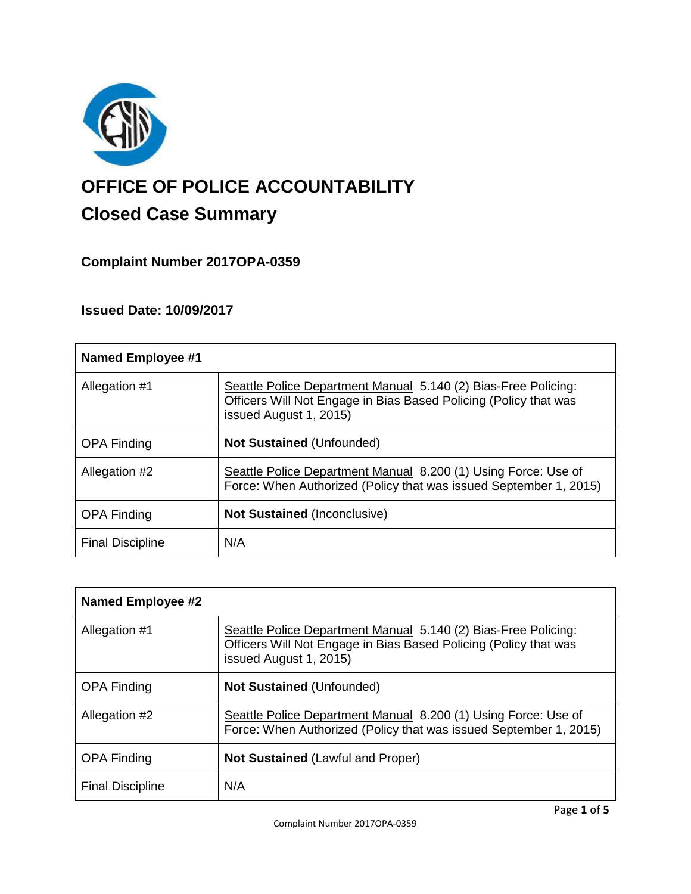# OFFICE OF POLICE ACCOUNTABILITY

## Closed Case Summary

### Complaint Number 2017OPA-0359

### Issued Date: 10/09/2017

| **Named Employee #1** | |
|---|---|
| Allegation #1 | Seattle Police Department Manual 5.140 (2) Bias-Free Policing: Officers Will Not Engage in Bias Based Policing (Policy that was issued August 1, 2015) |
| OPA Finding | **Not Sustained** (Unfounded) |
| Allegation #2 | Seattle Police Department Manual 8.200 (1) Using Force: Use of Force: When Authorized (Policy that was issued September 1, 2015) |
| OPA Finding | **Not Sustained** (Inconclusive) |
| Final Discipline | N/A |

| **Named Employee #2** | |
|---|---|
| Allegation #1 | Seattle Police Department Manual 5.140 (2) Bias-Free Policing: Officers Will Not Engage in Bias Based Policing (Policy that was issued August 1, 2015) |
| OPA Finding | **Not Sustained** (Unfounded) |
| Allegation #2 | Seattle Police Department Manual 8.200 (1) Using Force: Use of Force: When Authorized (Policy that was issued September 1, 2015) |
| OPA Finding | **Not Sustained** (Lawful and Proper) |
| Final Discipline | N/A |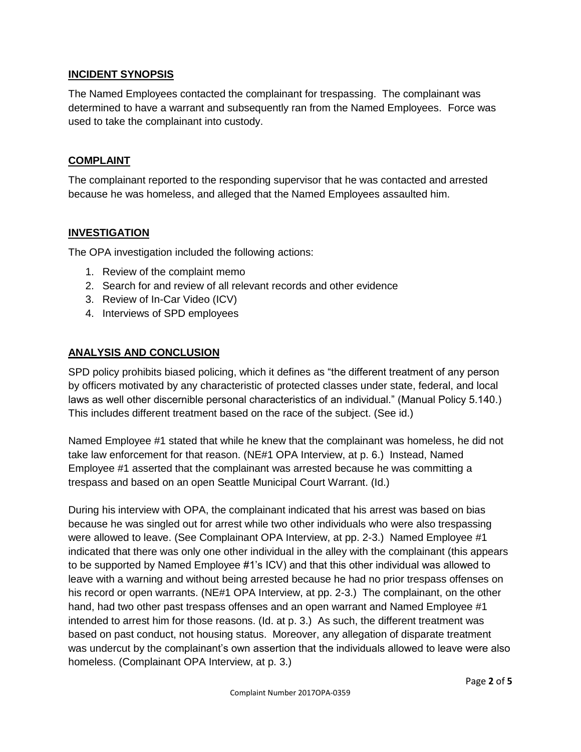## INCIDENT SYNOPSIS

The Named Employees contacted the complainant for trespassing. The complainant was determined to have a warrant and subsequently ran from the Named Employees. Force was used to take the complainant into custody.

## COMPLAINT

The complainant reported to the responding supervisor that he was contacted and arrested because he was homeless, and alleged that the Named Employees assaulted him.

## INVESTIGATION

The OPA investigation included the following actions:

1. Review of the complaint memo
2. Search for and review of all relevant records and other evidence
3. Review of In-Car Video (ICV)
4. Interviews of SPD employees

## ANALYSIS AND CONCLUSION

SPD policy prohibits biased policing, which it defines as "the different treatment of any person by officers motivated by any characteristic of protected classes under state, federal, and local laws as well other discernible personal characteristics of an individual." (Manual Policy 5.140.) This includes different treatment based on the race of the subject. (See id.)

Named Employee #1 stated that while he knew that the complainant was homeless, he did not take law enforcement for that reason. (NE#1 OPA Interview, at p. 6.) Instead, Named Employee #1 asserted that the complainant was arrested because he was committing a trespass and based on an open Seattle Municipal Court Warrant. (Id.)

During his interview with OPA, the complainant indicated that his arrest was based on bias because he was singled out for arrest while two other individuals who were also trespassing were allowed to leave. (See Complainant OPA Interview, at pp. 2-3.) Named Employee #1 indicated that there was only one other individual in the alley with the complainant (this appears to be supported by Named Employee #1's ICV) and that this other individual was allowed to leave with a warning and without being arrested because he had no prior trespass offenses on his record or open warrants. (NE#1 OPA Interview, at pp. 2-3.) The complainant, on the other hand, had two other past trespass offenses and an open warrant and Named Employee #1 intended to arrest him for those reasons. (Id. at p. 3.) As such, the different treatment was based on past conduct, not housing status. Moreover, any allegation of disparate treatment was undercut by the complainant's own assertion that the individuals allowed to leave were also homeless. (Complainant OPA Interview, at p. 3.)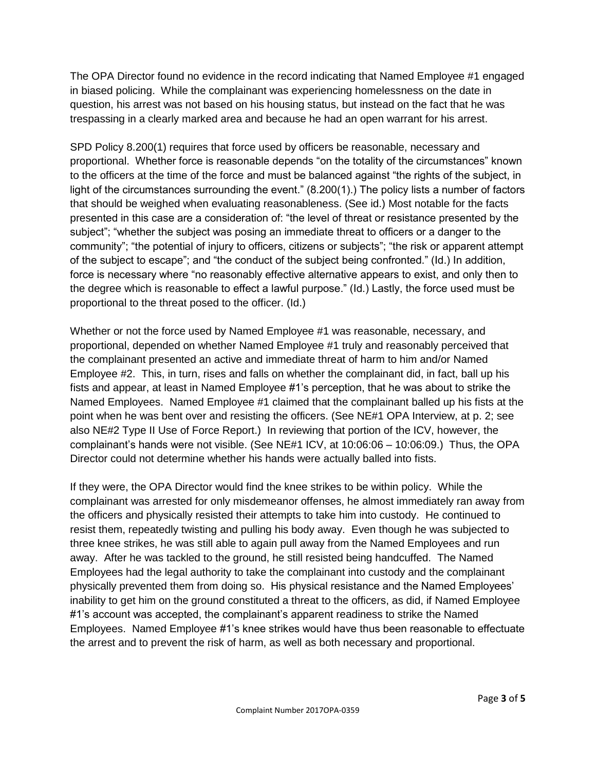The OPA Director found no evidence in the record indicating that Named Employee #1 engaged in biased policing. While the complainant was experiencing homelessness on the date in question, his arrest was not based on his housing status, but instead on the fact that he was trespassing in a clearly marked area and because he had an open warrant for his arrest.

SPD Policy 8.200(1) requires that force used by officers be reasonable, necessary and proportional. Whether force is reasonable depends "on the totality of the circumstances" known to the officers at the time of the force and must be balanced against "the rights of the subject, in light of the circumstances surrounding the event." (8.200(1).) The policy lists a number of factors that should be weighed when evaluating reasonableness. (See id.) Most notable for the facts presented in this case are a consideration of: "the level of threat or resistance presented by the subject"; "whether the subject was posing an immediate threat to officers or a danger to the community"; "the potential of injury to officers, citizens or subjects"; "the risk or apparent attempt of the subject to escape"; and "the conduct of the subject being confronted." (Id.) In addition, force is necessary where "no reasonably effective alternative appears to exist, and only then to the degree which is reasonable to effect a lawful purpose." (Id.) Lastly, the force used must be proportional to the threat posed to the officer. (Id.)

Whether or not the force used by Named Employee #1 was reasonable, necessary, and proportional, depended on whether Named Employee #1 truly and reasonably perceived that the complainant presented an active and immediate threat of harm to him and/or Named Employee #2. This, in turn, rises and falls on whether the complainant did, in fact, ball up his fists and appear, at least in Named Employee #1's perception, that he was about to strike the Named Employees. Named Employee #1 claimed that the complainant balled up his fists at the point when he was bent over and resisting the officers. (See NE#1 OPA Interview, at p. 2; see also NE#2 Type II Use of Force Report.) In reviewing that portion of the ICV, however, the complainant's hands were not visible. (See NE#1 ICV, at 10:06:06 – 10:06:09.) Thus, the OPA Director could not determine whether his hands were actually balled into fists.

If they were, the OPA Director would find the knee strikes to be within policy. While the complainant was arrested for only misdemeanor offenses, he almost immediately ran away from the officers and physically resisted their attempts to take him into custody. He continued to resist them, repeatedly twisting and pulling his body away. Even though he was subjected to three knee strikes, he was still able to again pull away from the Named Employees and run away. After he was tackled to the ground, he still resisted being handcuffed. The Named Employees had the legal authority to take the complainant into custody and the complainant physically prevented them from doing so. His physical resistance and the Named Employees' inability to get him on the ground constituted a threat to the officers, as did, if Named Employee #1's account was accepted, the complainant's apparent readiness to strike the Named Employees. Named Employee #1's knee strikes would have thus been reasonable to effectuate the arrest and to prevent the risk of harm, as well as both necessary and proportional.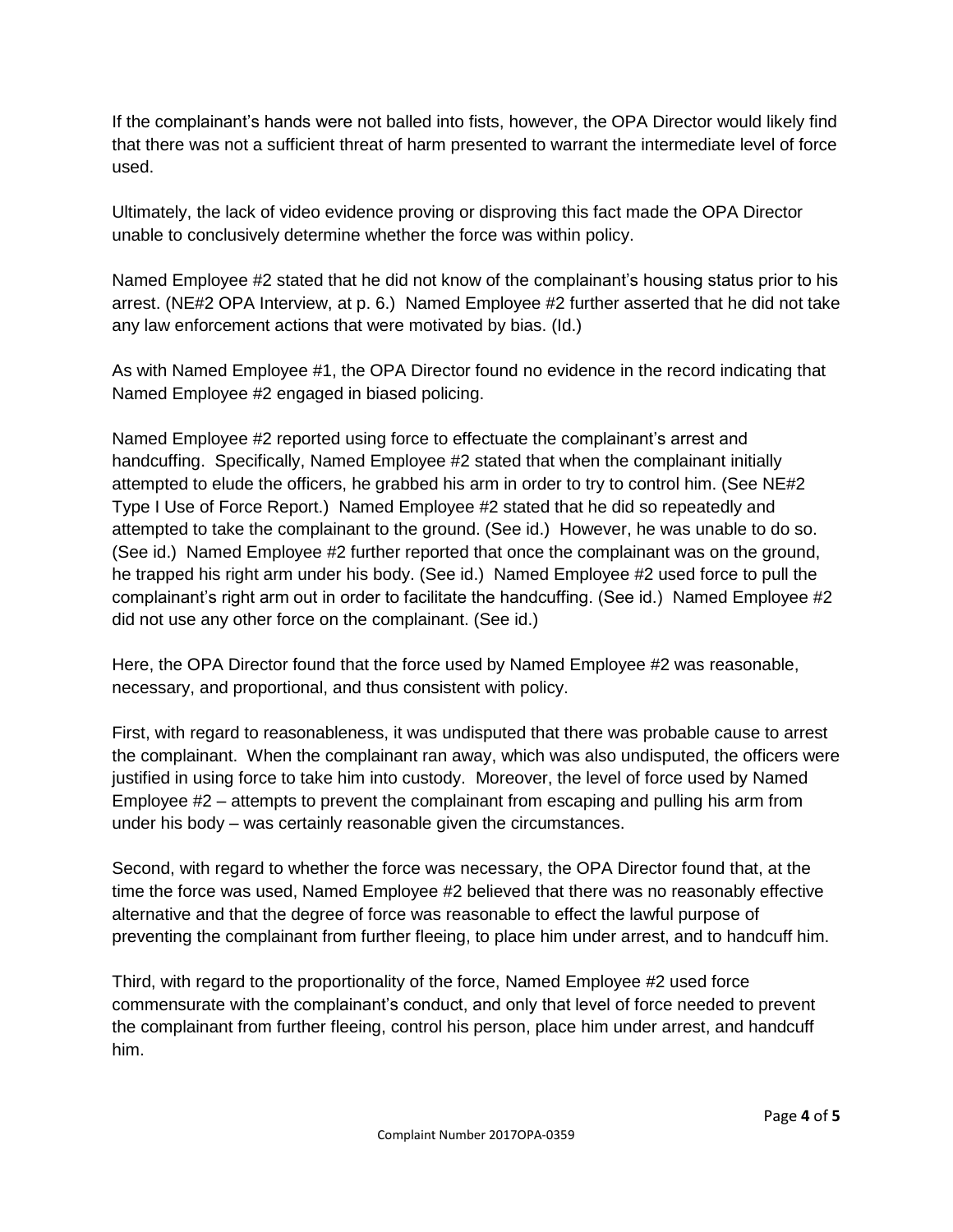If the complainant's hands were not balled into fists, however, the OPA Director would likely find that there was not a sufficient threat of harm presented to warrant the intermediate level of force used.

Ultimately, the lack of video evidence proving or disproving this fact made the OPA Director unable to conclusively determine whether the force was within policy.

Named Employee #2 stated that he did not know of the complainant's housing status prior to his arrest. (NE#2 OPA Interview, at p. 6.) Named Employee #2 further asserted that he did not take any law enforcement actions that were motivated by bias. (Id.)

As with Named Employee #1, the OPA Director found no evidence in the record indicating that Named Employee #2 engaged in biased policing.

Named Employee #2 reported using force to effectuate the complainant's arrest and handcuffing. Specifically, Named Employee #2 stated that when the complainant initially attempted to elude the officers, he grabbed his arm in order to try to control him. (See NE#2 Type I Use of Force Report.) Named Employee #2 stated that he did so repeatedly and attempted to take the complainant to the ground. (See id.) However, he was unable to do so. (See id.) Named Employee #2 further reported that once the complainant was on the ground, he trapped his right arm under his body. (See id.) Named Employee #2 used force to pull the complainant's right arm out in order to facilitate the handcuffing. (See id.) Named Employee #2 did not use any other force on the complainant. (See id.)

Here, the OPA Director found that the force used by Named Employee #2 was reasonable, necessary, and proportional, and thus consistent with policy.

First, with regard to reasonableness, it was undisputed that there was probable cause to arrest the complainant. When the complainant ran away, which was also undisputed, the officers were justified in using force to take him into custody. Moreover, the level of force used by Named Employee #2 – attempts to prevent the complainant from escaping and pulling his arm from under his body – was certainly reasonable given the circumstances.

Second, with regard to whether the force was necessary, the OPA Director found that, at the time the force was used, Named Employee #2 believed that there was no reasonably effective alternative and that the degree of force was reasonable to effect the lawful purpose of preventing the complainant from further fleeing, to place him under arrest, and to handcuff him.

Third, with regard to the proportionality of the force, Named Employee #2 used force commensurate with the complainant's conduct, and only that level of force needed to prevent the complainant from further fleeing, control his person, place him under arrest, and handcuff him.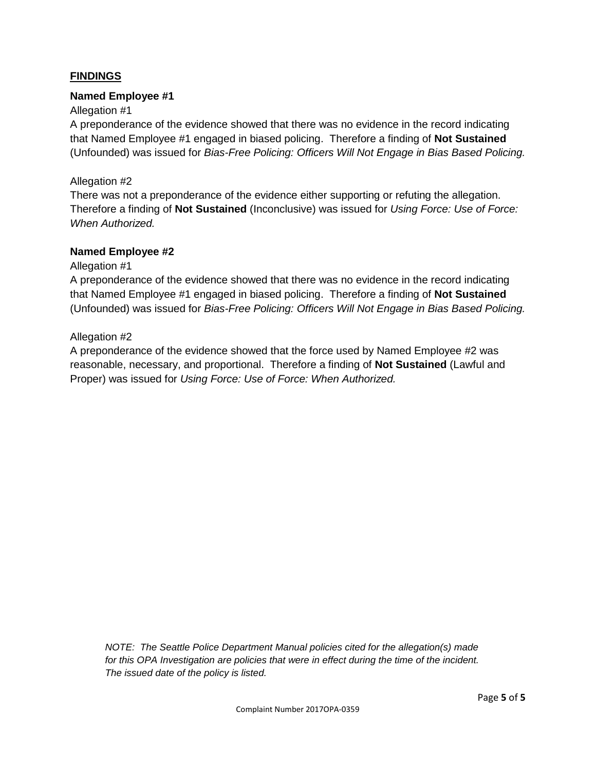## FINDINGS

**Named Employee #1**

Allegation #1

A preponderance of the evidence showed that there was no evidence in the record indicating that Named Employee #1 engaged in biased policing. Therefore a finding of **Not Sustained** (Unfounded) was issued for *Bias-Free Policing: Officers Will Not Engage in Bias Based Policing.*

Allegation #2

There was not a preponderance of the evidence either supporting or refuting the allegation. Therefore a finding of **Not Sustained** (Inconclusive) was issued for *Using Force: Use of Force: When Authorized.*

**Named Employee #2**

Allegation #1

A preponderance of the evidence showed that there was no evidence in the record indicating that Named Employee #1 engaged in biased policing. Therefore a finding of **Not Sustained** (Unfounded) was issued for *Bias-Free Policing: Officers Will Not Engage in Bias Based Policing.*

Allegation #2

A preponderance of the evidence showed that the force used by Named Employee #2 was reasonable, necessary, and proportional. Therefore a finding of **Not Sustained** (Lawful and Proper) was issued for *Using Force: Use of Force: When Authorized.*

*NOTE: The Seattle Police Department Manual policies cited for the allegation(s) made for this OPA Investigation are policies that were in effect during the time of the incident. The issued date of the policy is listed.*

Complaint Number 2017OPA-0359